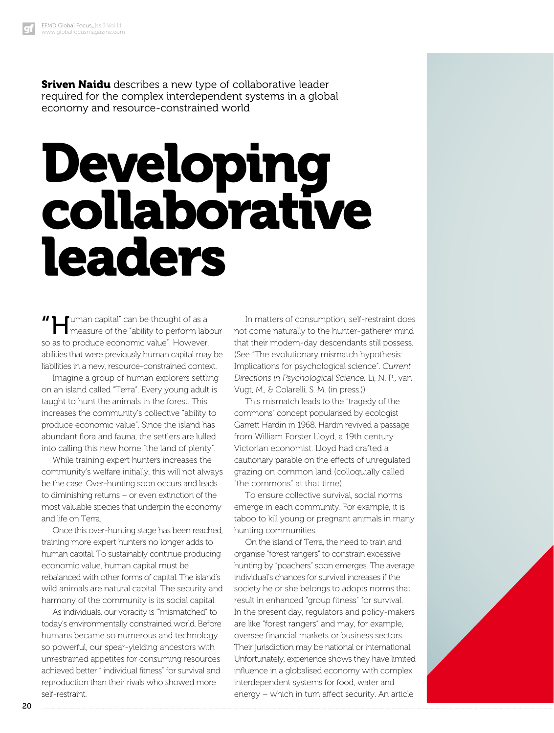**Sriven Naidu** describes a new type of collaborative leader required for the complex interdependent systems in a global economy and resource-constrained world

# Developing collaborative leaders

"Human capital" can be thought of as a measure of the "ability to perform labour so as to produce economic value". However, abilities that were previously human capital may be liabilities in a new, resource-constrained context.

Imagine a group of human explorers settling on an island called "Terra". Every young adult is taught to hunt the animals in the forest. This increases the community's collective "ability to produce economic value". Since the island has abundant flora and fauna, the settlers are lulled into calling this new home "the land of plenty".

While training expert hunters increases the community's welfare initially, this will not always be the case. Over-hunting soon occurs and leads to diminishing returns – or even extinction of the most valuable species that underpin the economy and life on Terra.

Once this over-hunting stage has been reached, training more expert hunters no longer adds to human capital. To sustainably continue producing economic value, human capital must be rebalanced with other forms of capital. The island's wild animals are natural capital. The security and harmony of the community is its social capital.

As individuals, our voracity is "mismatched" to today's environmentally constrained world. Before humans became so numerous and technology so powerful, our spear-yielding ancestors with unrestrained appetites for consuming resources achieved better " individual fitness" for survival and reproduction than their rivals who showed more self-restraint.

In matters of consumption, self-restraint does not come naturally to the hunter-gatherer mind that their modern-day descendants still possess. (See "The evolutionary mismatch hypothesis: Implications for psychological science". *Current Directions in Psychological Science*. Li, N. P., van Vugt, M., & Colarelli, S. M. (in press.))

This mismatch leads to the "tragedy of the commons" concept popularised by ecologist Garrett Hardin in 1968. Hardin revived a passage from William Forster Lloyd, a 19th century Victorian economist. Lloyd had crafted a cautionary parable on the effects of unregulated grazing on common land (colloquially called "the commons" at that time).

To ensure collective survival, social norms emerge in each community. For example, it is taboo to kill young or pregnant animals in many hunting communities.

On the island of Terra, the need to train and organise "forest rangers" to constrain excessive hunting by "poachers" soon emerges. The average individual's chances for survival increases if the society he or she belongs to adopts norms that result in enhanced "group fitness" for survival. In the present day, regulators and policy-makers are like "forest rangers" and may, for example, oversee financial markets or business sectors. Their jurisdiction may be national or international. Unfortunately, experience shows they have limited influence in a globalised economy with complex interdependent systems for food, water and energy – which in turn affect security. An article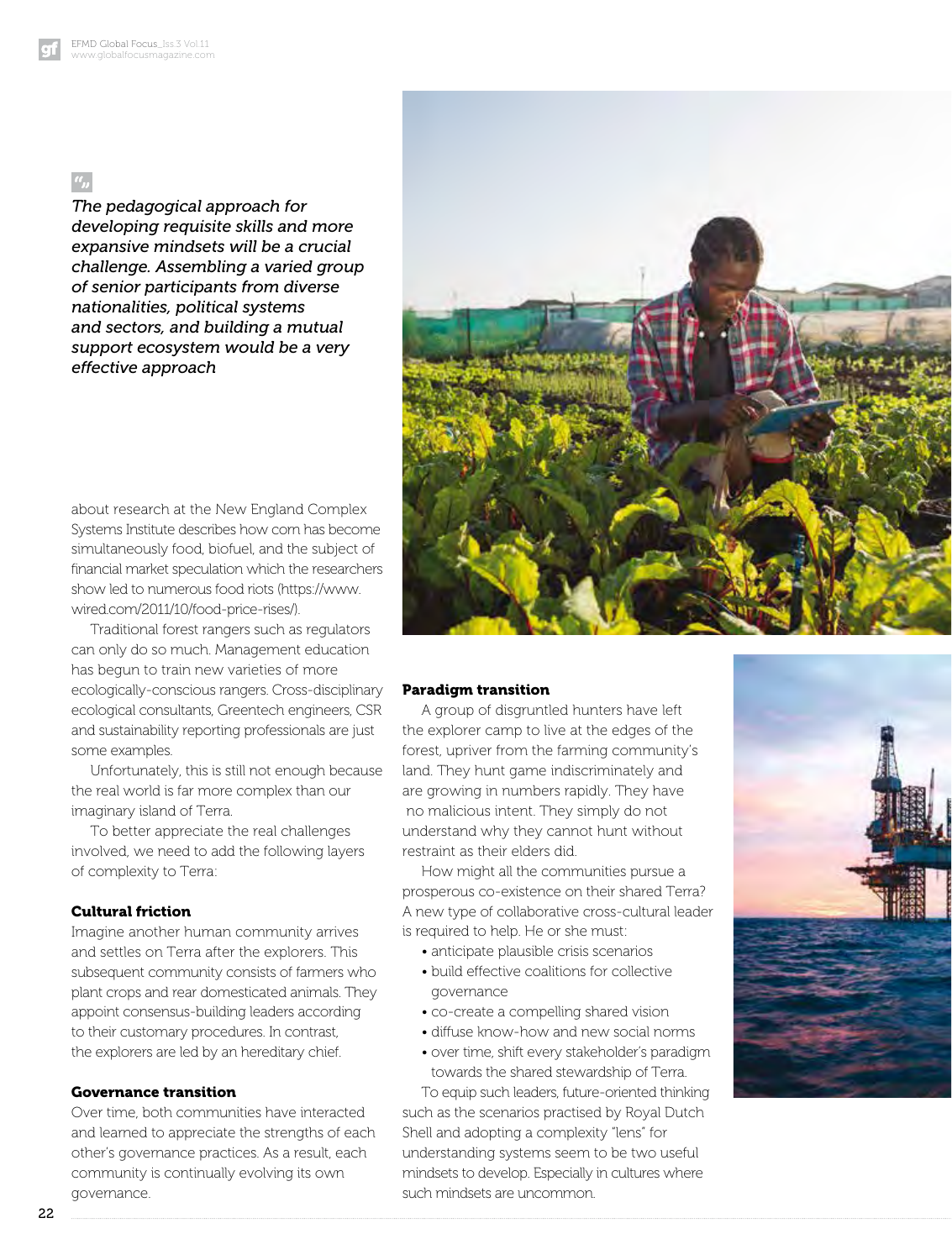> *The pedagogical approach for developing requisite skills and more expansive mindsets will be a crucial challenge. Assembling a varied group of senior participants from diverse nationalities, political systems and sectors, and building a mutual support ecosystem would be a very effective approach*

about research at the New England Complex Systems Institute describes how corn has become simultaneously food, biofuel, and the subject of financial market speculation which the researchers show led to numerous food riots (https://www.wired.com/2011/10/food-price-rises/).

Traditional forest rangers such as regulators can only do so much. Management education has begun to train new varieties of more ecologically-conscious rangers. Cross-disciplinary ecological consultants, Greentech engineers, CSR and sustainability reporting professionals are just some examples.

Unfortunately, this is still not enough because the real world is far more complex than our imaginary island of Terra.

To better appreciate the real challenges involved, we need to add the following layers of complexity to Terra:

**Cultural friction**

Imagine another human community arrives and settles on Terra after the explorers. This subsequent community consists of farmers who plant crops and rear domesticated animals. They appoint consensus-building leaders according to their customary procedures. In contrast, the explorers are led by an hereditary chief.

**Governance transition**

Over time, both communities have interacted and learned to appreciate the strengths of each other's governance practices. As a result, each community is continually evolving its own governance.

**Paradigm transition**

A group of disgruntled hunters have left the explorer camp to live at the edges of the forest, upriver from the farming community's land. They hunt game indiscriminately and are growing in numbers rapidly. They have no malicious intent. They simply do not understand why they cannot hunt without restraint as their elders did.

How might all the communities pursue a prosperous co-existence on their shared Terra? A new type of collaborative cross-cultural leader is required to help. He or she must:

- anticipate plausible crisis scenarios
- build effective coalitions for collective governance
- co-create a compelling shared vision
- diffuse know-how and new social norms
- over time, shift every stakeholder's paradigm towards the shared stewardship of Terra.

To equip such leaders, future-oriented thinking such as the scenarios practised by Royal Dutch Shell and adopting a complexity "lens" for understanding systems seem to be two useful mindsets to develop. Especially in cultures where such mindsets are uncommon.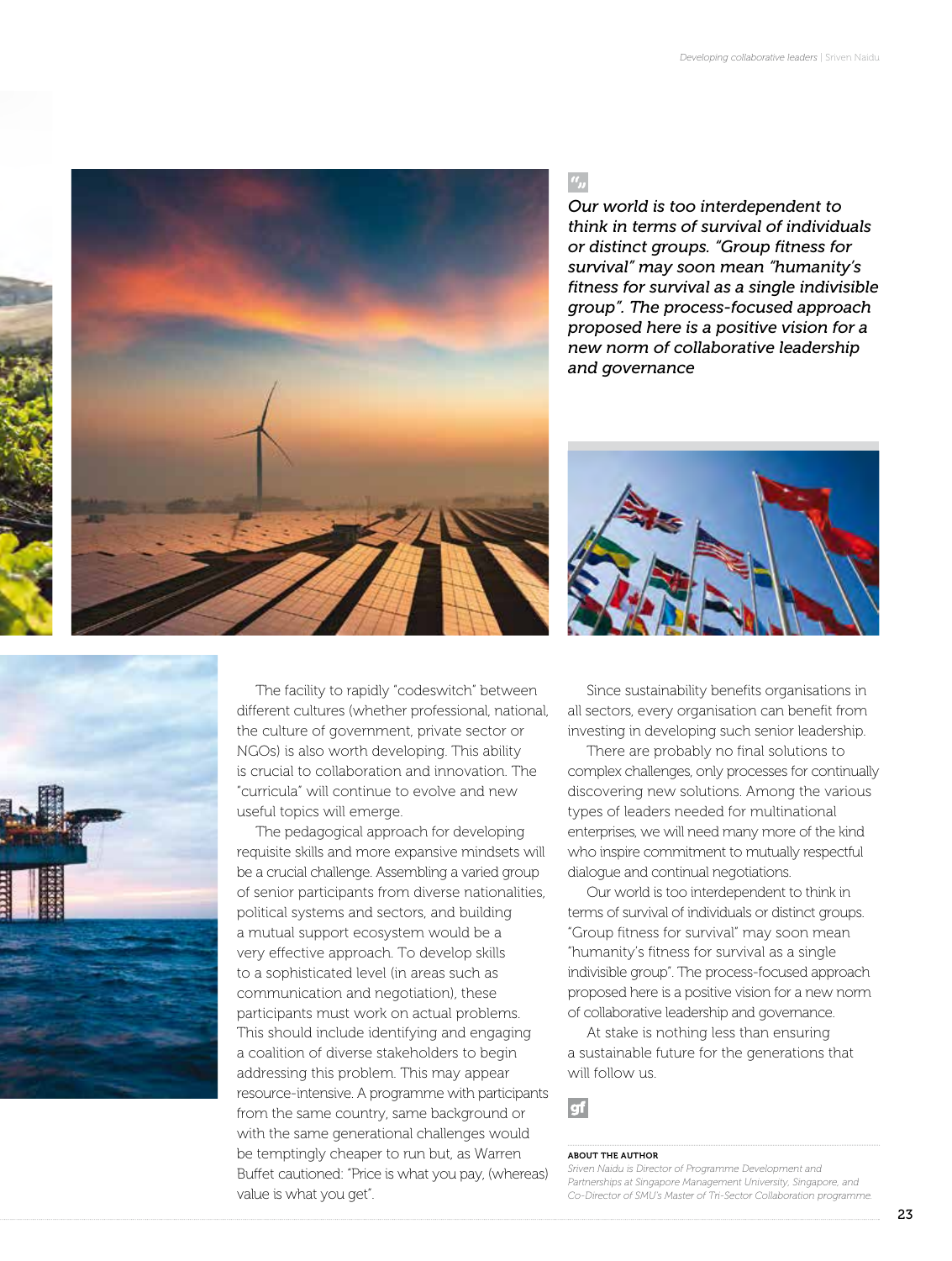> *Our world is too interdependent to think in terms of survival of individuals or distinct groups. "Group fitness for survival" may soon mean "humanity's fitness for survival as a single indivisible group". The process-focused approach proposed here is a positive vision for a new norm of collaborative leadership and governance*

The facility to rapidly "codeswitch" between different cultures (whether professional, national, the culture of government, private sector or NGOs) is also worth developing. This ability is crucial to collaboration and innovation. The "curricula" will continue to evolve and new useful topics will emerge.

The pedagogical approach for developing requisite skills and more expansive mindsets will be a crucial challenge. Assembling a varied group of senior participants from diverse nationalities, political systems and sectors, and building a mutual support ecosystem would be a very effective approach. To develop skills to a sophisticated level (in areas such as communication and negotiation), these participants must work on actual problems. This should include identifying and engaging a coalition of diverse stakeholders to begin addressing this problem. This may appear resource-intensive. A programme with participants from the same country, same background or with the same generational challenges would be temptingly cheaper to run but, as Warren Buffet cautioned: "Price is what you pay, (whereas) value is what you get".

Since sustainability benefits organisations in all sectors, every organisation can benefit from investing in developing such senior leadership.

There are probably no final solutions to complex challenges, only processes for continually discovering new solutions. Among the various types of leaders needed for multinational enterprises, we will need many more of the kind who inspire commitment to mutually respectful dialogue and continual negotiations.

Our world is too interdependent to think in terms of survival of individuals or distinct groups. "Group fitness for survival" may soon mean "humanity's fitness for survival as a single indivisible group". The process-focused approach proposed here is a positive vision for a new norm of collaborative leadership and governance.

At stake is nothing less than ensuring a sustainable future for the generations that will follow us.

**ABOUT THE AUTHOR**

*Sriven Naidu is Director of Programme Development and Partnerships at Singapore Management University, Singapore, and Co-Director of SMU's Master of Tri-Sector Collaboration programme.*